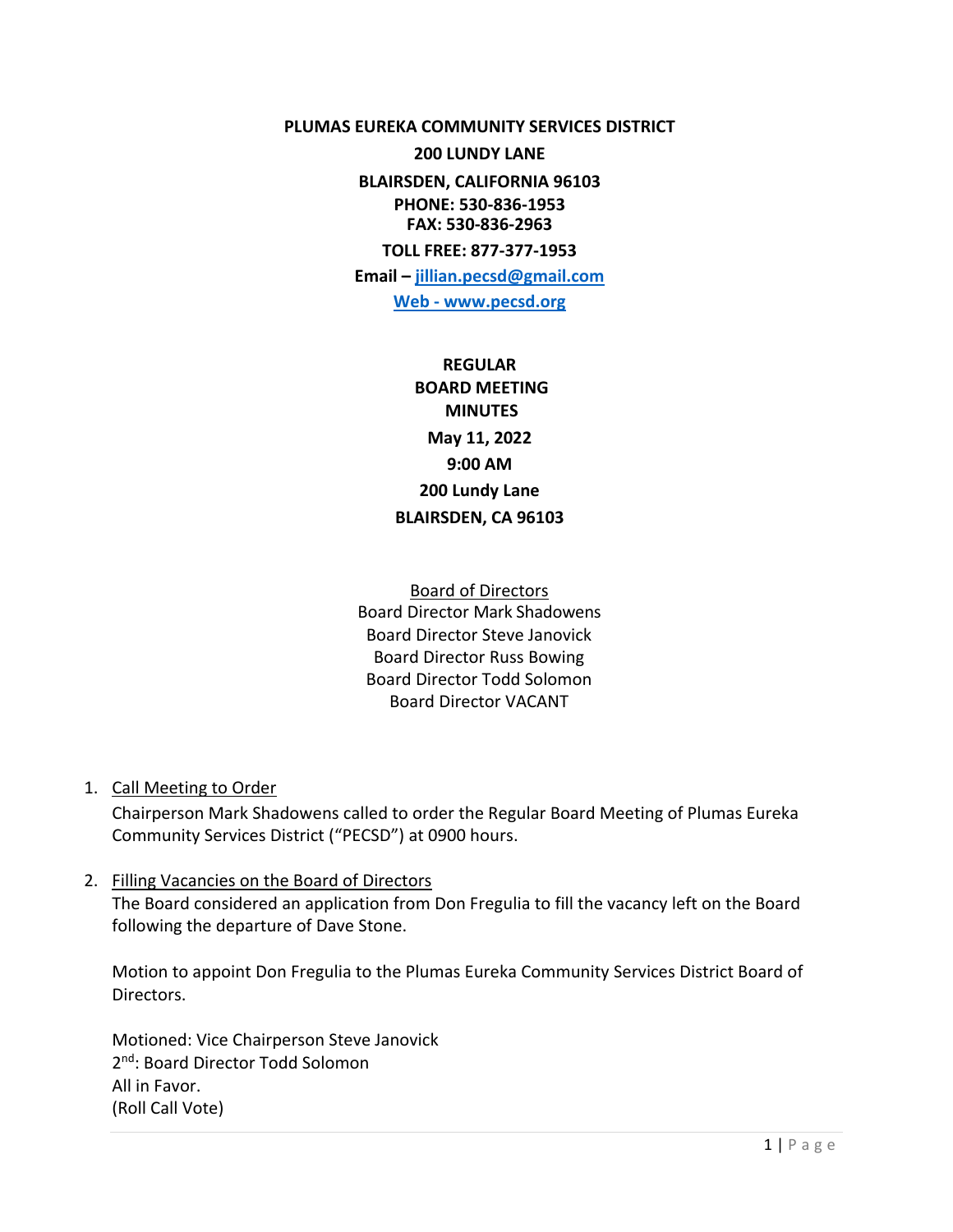**PLUMAS EUREKA COMMUNITY SERVICES DISTRICT**

**200 LUNDY LANE**

**BLAIRSDEN, CALIFORNIA 96103**

**PHONE: 530-836-1953**

**FAX: 530-836-2963**

**TOLL FREE: 877-377-1953**

**Email – jillian.pecsd@gmail.com**

**Web - www.pecsd.org**

**REGULAR**
**BOARD MEETING**
**MINUTES**

**May 11, 2022**

**9:00 AM**

**200 Lundy Lane**

**BLAIRSDEN, CA 96103**

Board of Directors
Board Director Mark Shadowens
Board Director Steve Janovick
Board Director Russ Bowing
Board Director Todd Solomon
Board Director VACANT

1. Call Meeting to Order

   Chairperson Mark Shadowens called to order the Regular Board Meeting of Plumas Eureka Community Services District ("PECSD") at 0900 hours.

2. Filling Vacancies on the Board of Directors

   The Board considered an application from Don Fregulia to fill the vacancy left on the Board following the departure of Dave Stone.

   Motion to appoint Don Fregulia to the Plumas Eureka Community Services District Board of Directors.

   Motioned: Vice Chairperson Steve Janovick
   2nd: Board Director Todd Solomon
   All in Favor.
   (Roll Call Vote)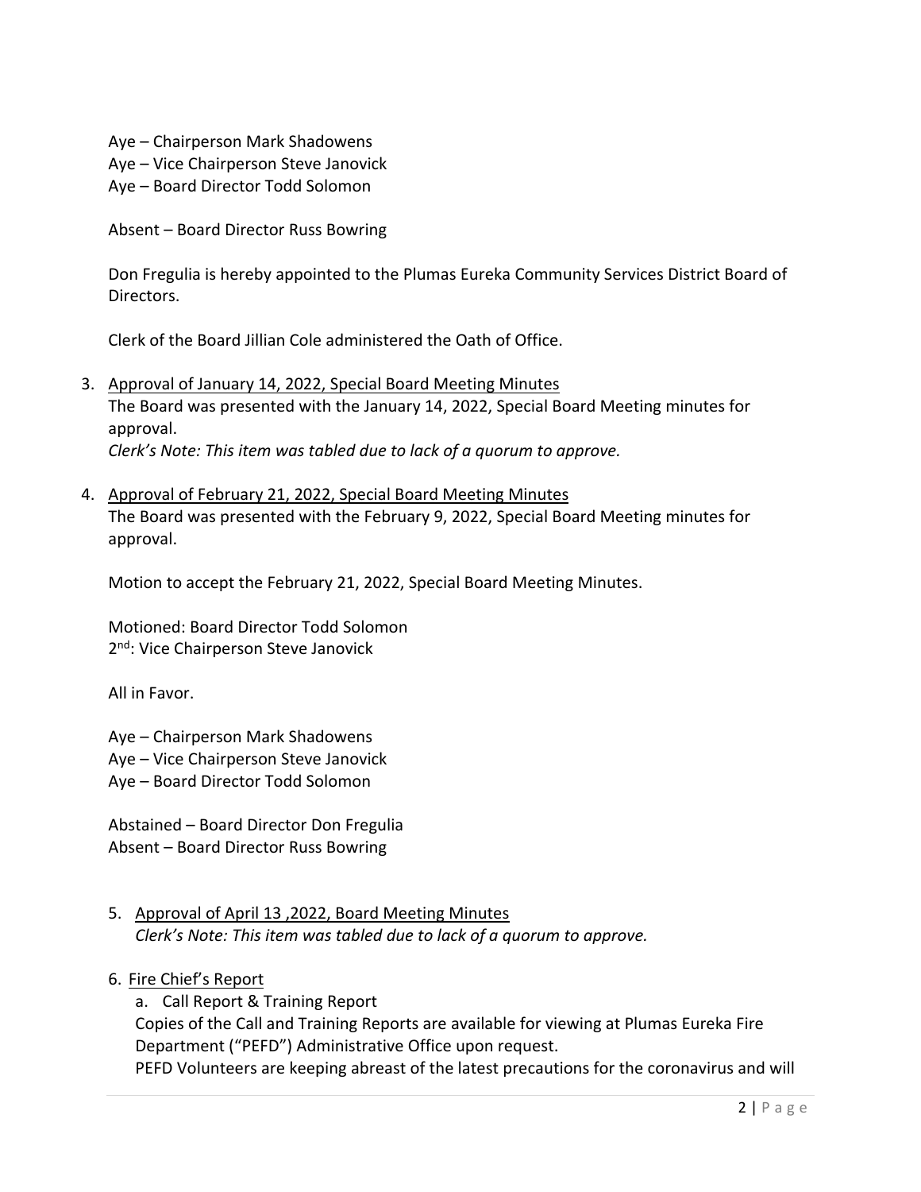Aye – Chairperson Mark Shadowens
Aye – Vice Chairperson Steve Janovick
Aye – Board Director Todd Solomon

Absent – Board Director Russ Bowring

Don Fregulia is hereby appointed to the Plumas Eureka Community Services District Board of Directors.

Clerk of the Board Jillian Cole administered the Oath of Office.

3. Approval of January 14, 2022, Special Board Meeting Minutes
The Board was presented with the January 14, 2022, Special Board Meeting minutes for approval.
*Clerk's Note: This item was tabled due to lack of a quorum to approve.*

4. Approval of February 21, 2022, Special Board Meeting Minutes
The Board was presented with the February 9, 2022, Special Board Meeting minutes for approval.

Motion to accept the February 21, 2022, Special Board Meeting Minutes.

Motioned: Board Director Todd Solomon
2nd: Vice Chairperson Steve Janovick

All in Favor.

Aye – Chairperson Mark Shadowens
Aye – Vice Chairperson Steve Janovick
Aye – Board Director Todd Solomon

Abstained – Board Director Don Fregulia
Absent – Board Director Russ Bowring

5. Approval of April 13 ,2022, Board Meeting Minutes
*Clerk's Note: This item was tabled due to lack of a quorum to approve.*

6. Fire Chief's Report

a. Call Report & Training Report
Copies of the Call and Training Reports are available for viewing at Plumas Eureka Fire Department ("PEFD") Administrative Office upon request.
PEFD Volunteers are keeping abreast of the latest precautions for the coronavirus and will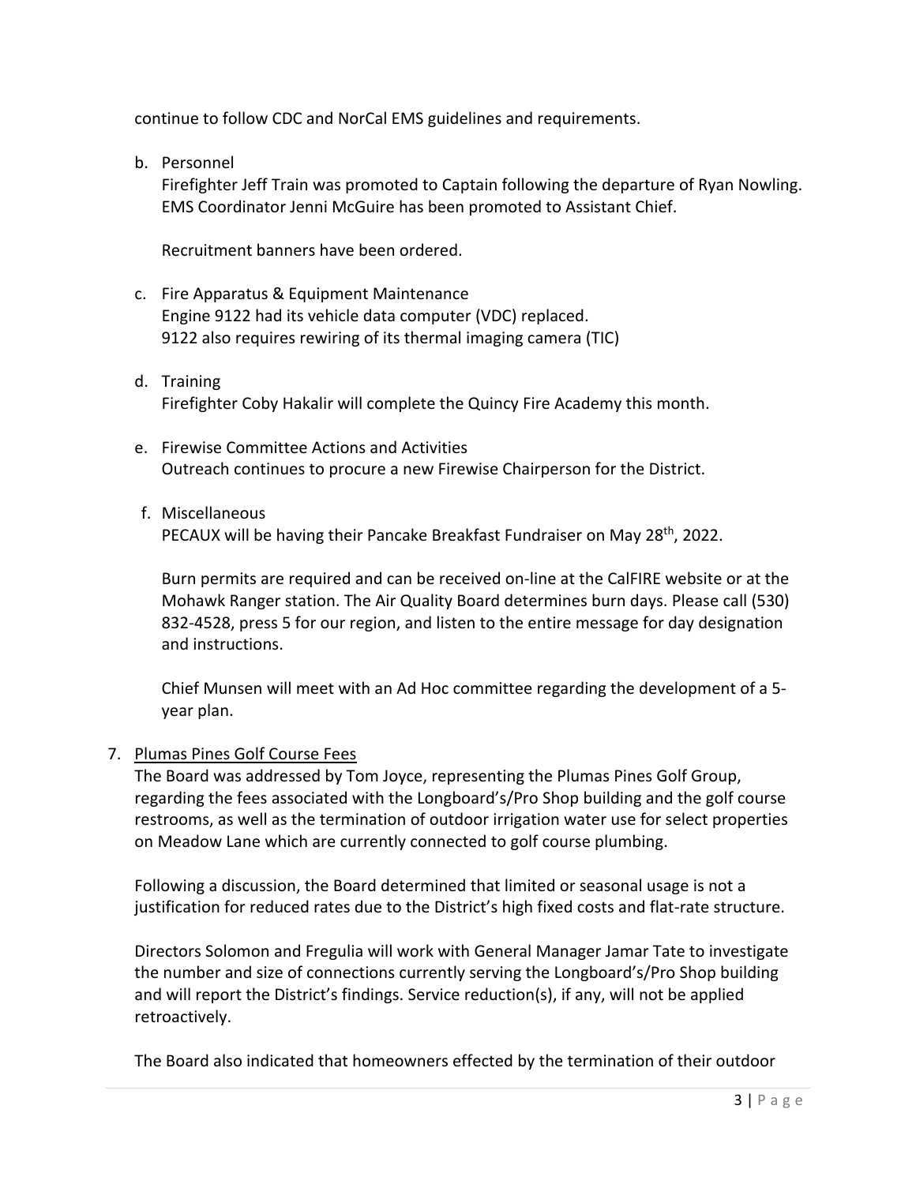continue to follow CDC and NorCal EMS guidelines and requirements.

b. Personnel
   Firefighter Jeff Train was promoted to Captain following the departure of Ryan Nowling. EMS Coordinator Jenni McGuire has been promoted to Assistant Chief.

   Recruitment banners have been ordered.

c. Fire Apparatus & Equipment Maintenance
   Engine 9122 had its vehicle data computer (VDC) replaced.
   9122 also requires rewiring of its thermal imaging camera (TIC)

d. Training
   Firefighter Coby Hakalir will complete the Quincy Fire Academy this month.

e. Firewise Committee Actions and Activities
   Outreach continues to procure a new Firewise Chairperson for the District.

f. Miscellaneous
   PECAUX will be having their Pancake Breakfast Fundraiser on May 28th, 2022.

   Burn permits are required and can be received on-line at the CalFIRE website or at the Mohawk Ranger station. The Air Quality Board determines burn days. Please call (530) 832-4528, press 5 for our region, and listen to the entire message for day designation and instructions.

   Chief Munsen will meet with an Ad Hoc committee regarding the development of a 5-year plan.

7. Plumas Pines Golf Course Fees

   The Board was addressed by Tom Joyce, representing the Plumas Pines Golf Group, regarding the fees associated with the Longboard's/Pro Shop building and the golf course restrooms, as well as the termination of outdoor irrigation water use for select properties on Meadow Lane which are currently connected to golf course plumbing.

   Following a discussion, the Board determined that limited or seasonal usage is not a justification for reduced rates due to the District's high fixed costs and flat-rate structure.

   Directors Solomon and Fregulia will work with General Manager Jamar Tate to investigate the number and size of connections currently serving the Longboard's/Pro Shop building and will report the District's findings. Service reduction(s), if any, will not be applied retroactively.

   The Board also indicated that homeowners effected by the termination of their outdoor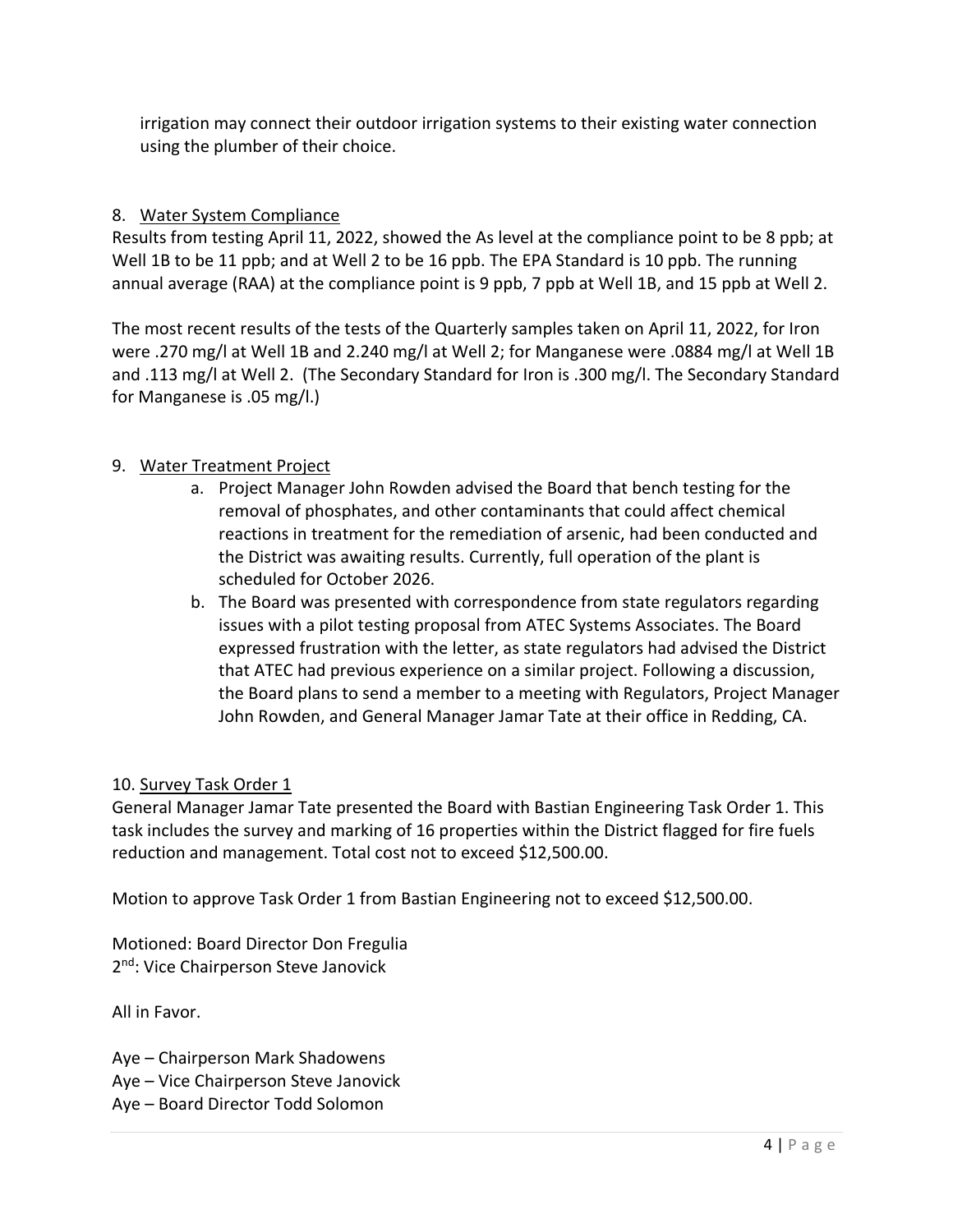irrigation may connect their outdoor irrigation systems to their existing water connection using the plumber of their choice.

8. Water System Compliance

Results from testing April 11, 2022, showed the As level at the compliance point to be 8 ppb; at Well 1B to be 11 ppb; and at Well 2 to be 16 ppb. The EPA Standard is 10 ppb. The running annual average (RAA) at the compliance point is 9 ppb, 7 ppb at Well 1B, and 15 ppb at Well 2.

The most recent results of the tests of the Quarterly samples taken on April 11, 2022, for Iron were .270 mg/l at Well 1B and 2.240 mg/l at Well 2; for Manganese were .0884 mg/l at Well 1B and .113 mg/l at Well 2. (The Secondary Standard for Iron is .300 mg/l. The Secondary Standard for Manganese is .05 mg/l.)

9. Water Treatment Project

   a. Project Manager John Rowden advised the Board that bench testing for the removal of phosphates, and other contaminants that could affect chemical reactions in treatment for the remediation of arsenic, had been conducted and the District was awaiting results. Currently, full operation of the plant is scheduled for October 2026.
   b. The Board was presented with correspondence from state regulators regarding issues with a pilot testing proposal from ATEC Systems Associates. The Board expressed frustration with the letter, as state regulators had advised the District that ATEC had previous experience on a similar project. Following a discussion, the Board plans to send a member to a meeting with Regulators, Project Manager John Rowden, and General Manager Jamar Tate at their office in Redding, CA.

10. Survey Task Order 1

General Manager Jamar Tate presented the Board with Bastian Engineering Task Order 1. This task includes the survey and marking of 16 properties within the District flagged for fire fuels reduction and management. Total cost not to exceed $12,500.00.

Motion to approve Task Order 1 from Bastian Engineering not to exceed $12,500.00.

Motioned: Board Director Don Fregulia
2nd: Vice Chairperson Steve Janovick

All in Favor.

Aye – Chairperson Mark Shadowens
Aye – Vice Chairperson Steve Janovick
Aye – Board Director Todd Solomon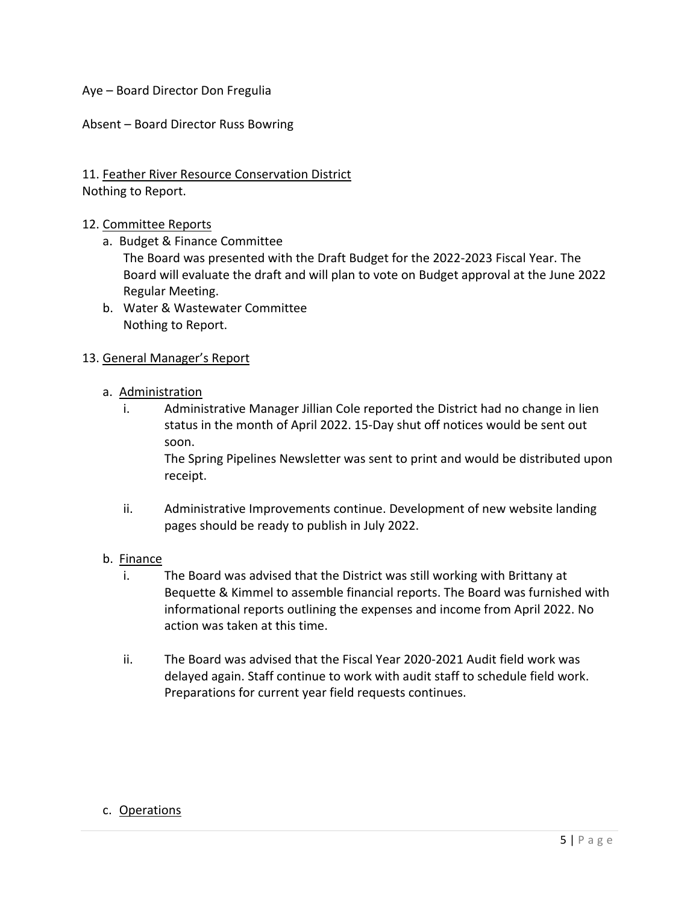Aye – Board Director Don Fregulia

Absent – Board Director Russ Bowring

11. Feather River Resource Conservation District

Nothing to Report.

12. Committee Reports
    a. Budget & Finance Committee
       The Board was presented with the Draft Budget for the 2022-2023 Fiscal Year. The Board will evaluate the draft and will plan to vote on Budget approval at the June 2022 Regular Meeting.
    b. Water & Wastewater Committee
       Nothing to Report.

13. General Manager's Report

    a. Administration
        i. Administrative Manager Jillian Cole reported the District had no change in lien status in the month of April 2022. 15-Day shut off notices would be sent out soon.
           The Spring Pipelines Newsletter was sent to print and would be distributed upon receipt.

        ii. Administrative Improvements continue. Development of new website landing pages should be ready to publish in July 2022.

    b. Finance
        i. The Board was advised that the District was still working with Brittany at Bequette & Kimmel to assemble financial reports. The Board was furnished with informational reports outlining the expenses and income from April 2022. No action was taken at this time.

        ii. The Board was advised that the Fiscal Year 2020-2021 Audit field work was delayed again. Staff continue to work with audit staff to schedule field work. Preparations for current year field requests continues.

    c. Operations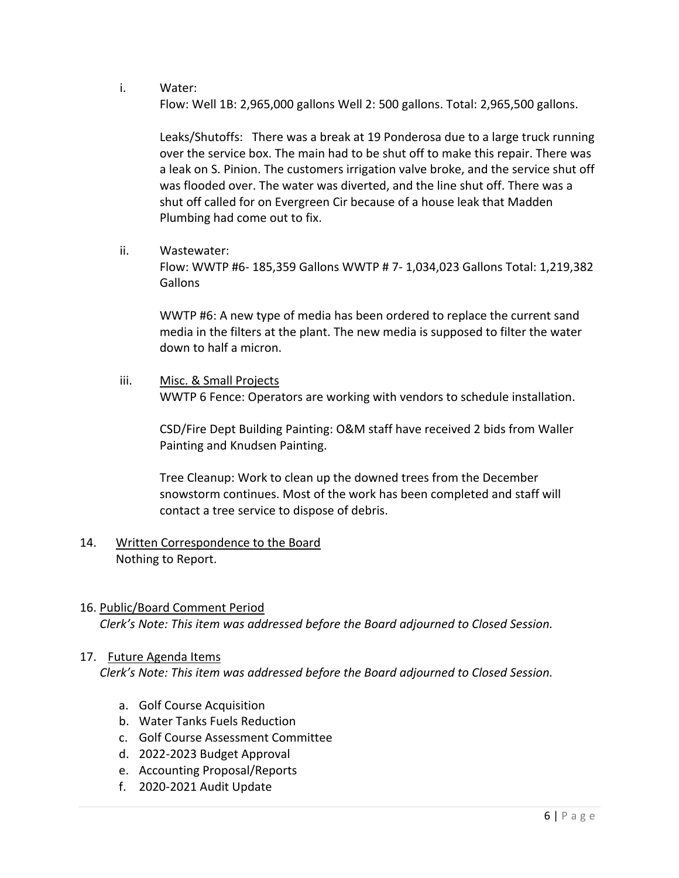i. Water:

Flow: Well 1B: 2,965,000 gallons Well 2: 500 gallons. Total: 2,965,500 gallons.

Leaks/Shutoffs: There was a break at 19 Ponderosa due to a large truck running over the service box. The main had to be shut off to make this repair. There was a leak on S. Pinion. The customers irrigation valve broke, and the service shut off was flooded over. The water was diverted, and the line shut off. There was a shut off called for on Evergreen Cir because of a house leak that Madden Plumbing had come out to fix.

ii. Wastewater:

Flow: WWTP #6- 185,359 Gallons WWTP # 7- 1,034,023 Gallons Total: 1,219,382 Gallons

WWTP #6: A new type of media has been ordered to replace the current sand media in the filters at the plant. The new media is supposed to filter the water down to half a micron.

iii. <u>Misc. & Small Projects</u>

WWTP 6 Fence: Operators are working with vendors to schedule installation.

CSD/Fire Dept Building Painting: O&M staff have received 2 bids from Waller Painting and Knudsen Painting.

Tree Cleanup: Work to clean up the downed trees from the December snowstorm continues. Most of the work has been completed and staff will contact a tree service to dispose of debris.

14. <u>Written Correspondence to the Board</u>

Nothing to Report.

16. <u>Public/Board Comment Period</u>

*Clerk's Note: This item was addressed before the Board adjourned to Closed Session.*

17. <u>Future Agenda Items</u>

*Clerk's Note: This item was addressed before the Board adjourned to Closed Session.*

a. Golf Course Acquisition
b. Water Tanks Fuels Reduction
c. Golf Course Assessment Committee
d. 2022-2023 Budget Approval
e. Accounting Proposal/Reports
f. 2020-2021 Audit Update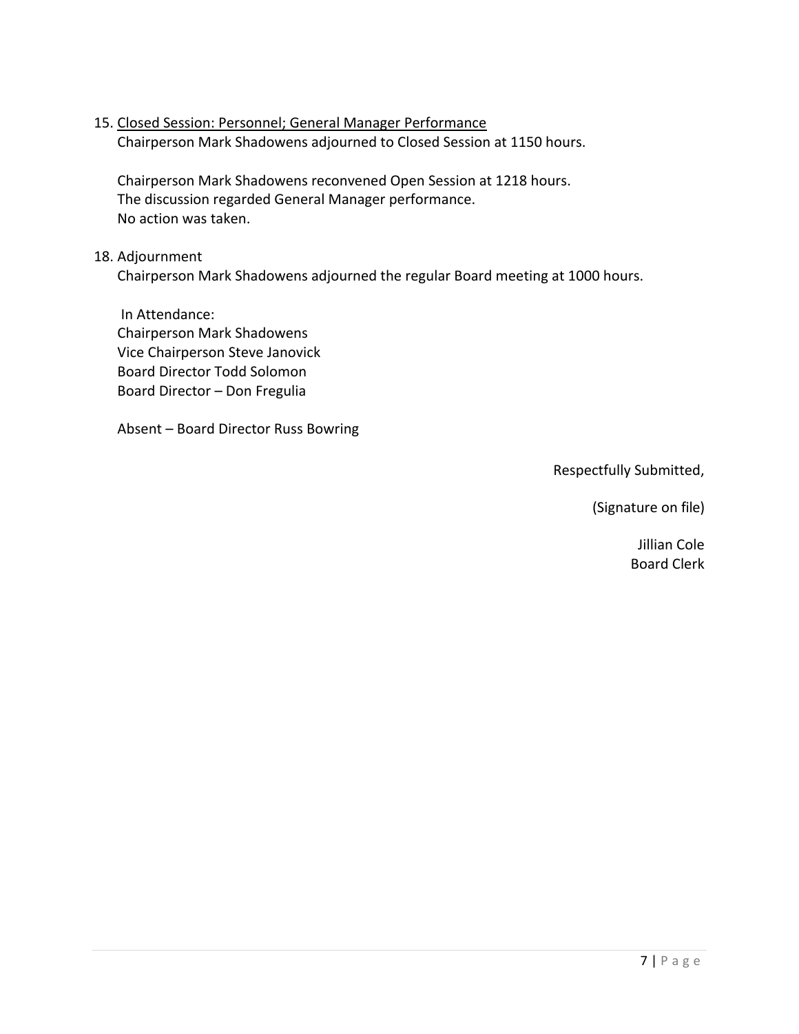15. <u>Closed Session: Personnel; General Manager Performance</u>

    Chairperson Mark Shadowens adjourned to Closed Session at 1150 hours.

    Chairperson Mark Shadowens reconvened Open Session at 1218 hours.
    The discussion regarded General Manager performance.
    No action was taken.

18. Adjournment

    Chairperson Mark Shadowens adjourned the regular Board meeting at 1000 hours.

    In Attendance:
    Chairperson Mark Shadowens
    Vice Chairperson Steve Janovick
    Board Director Todd Solomon
    Board Director – Don Fregulia

    Absent – Board Director Russ Bowring

Respectfully Submitted,

(Signature on file)

Jillian Cole
Board Clerk